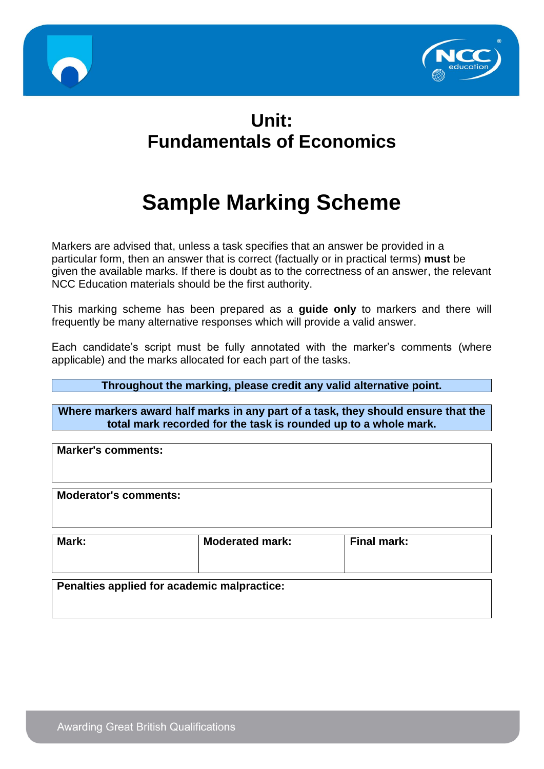# Unit:
# Fundamentals of Economics

# Sample Marking Scheme

Markers are advised that, unless a task specifies that an answer be provided in a particular form, then an answer that is correct (factually or in practical terms) **must** be given the available marks. If there is doubt as to the correctness of an answer, the relevant NCC Education materials should be the first authority.

This marking scheme has been prepared as a **guide only** to markers and there will frequently be many alternative responses which will provide a valid answer.

Each candidate's script must be fully annotated with the marker's comments (where applicable) and the marks allocated for each part of the tasks.

**Throughout the marking, please credit any valid alternative point.**

**Where markers award half marks in any part of a task, they should ensure that the total mark recorded for the task is rounded up to a whole mark.**

| **Marker's comments:** |
| --- |
| |

| **Moderator's comments:** |
| --- |
| |

| **Mark:** | **Moderated mark:** | **Final mark:** |
| --- | --- | --- |
| | | |

| **Penalties applied for academic malpractice:** |
| --- |
| |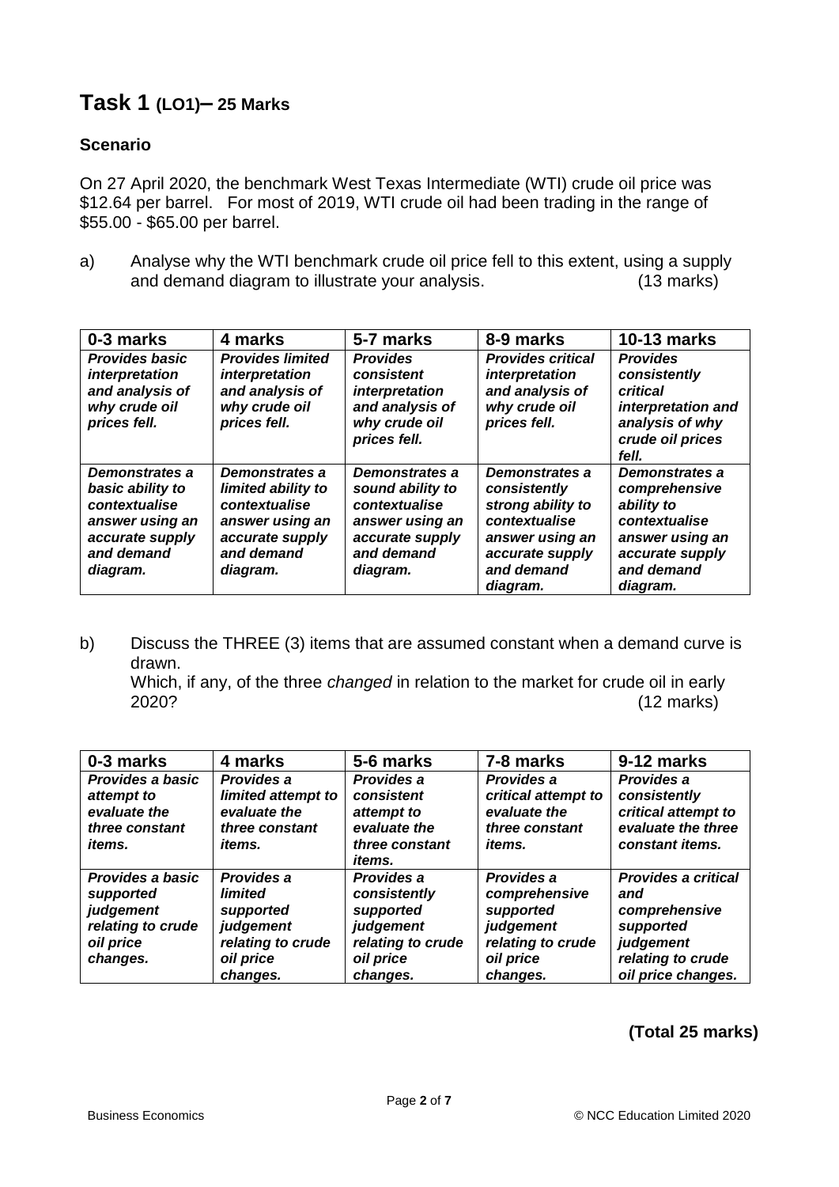# Task 1 (LO1)– 25 Marks

### Scenario

On 27 April 2020, the benchmark West Texas Intermediate (WTI) crude oil price was \$12.64 per barrel. For most of 2019, WTI crude oil had been trading in the range of \$55.00 - \$65.00 per barrel.

a) Analyse why the WTI benchmark crude oil price fell to this extent, using a supply and demand diagram to illustrate your analysis. (13 marks)

| 0-3 marks | 4 marks | 5-7 marks | 8-9 marks | 10-13 marks |
|---|---|---|---|---|
| ***Provides basic interpretation and analysis of why crude oil prices fell.*** | ***Provides limited interpretation and analysis of why crude oil prices fell.*** | ***Provides consistent interpretation and analysis of why crude oil prices fell.*** | ***Provides critical interpretation and analysis of why crude oil prices fell.*** | ***Provides consistently critical interpretation and analysis of why crude oil prices fell.*** |
| ***Demonstrates a basic ability to contextualise answer using an accurate supply and demand diagram.*** | ***Demonstrates a limited ability to contextualise answer using an accurate supply and demand diagram.*** | ***Demonstrates a sound ability to contextualise answer using an accurate supply and demand diagram.*** | ***Demonstrates a consistently strong ability to contextualise answer using an accurate supply and demand diagram.*** | ***Demonstrates a comprehensive ability to contextualise answer using an accurate supply and demand diagram.*** |

b) Discuss the THREE (3) items that are assumed constant when a demand curve is drawn.
Which, if any, of the three *changed* in relation to the market for crude oil in early 2020? (12 marks)

| 0-3 marks | 4 marks | 5-6 marks | 7-8 marks | 9-12 marks |
|---|---|---|---|---|
| ***Provides a basic attempt to evaluate the three constant items.*** | ***Provides a limited attempt to evaluate the three constant items.*** | ***Provides a consistent attempt to evaluate the three constant items.*** | ***Provides a critical attempt to evaluate the three constant items.*** | ***Provides a consistently critical attempt to evaluate the three constant items.*** |
| ***Provides a basic supported judgement relating to crude oil price changes.*** | ***Provides a limited supported judgement relating to crude oil price changes.*** | ***Provides a consistently supported judgement relating to crude oil price changes.*** | ***Provides a comprehensive supported judgement relating to crude oil price changes.*** | ***Provides a critical and comprehensive supported judgement relating to crude oil price changes.*** |

**(Total 25 marks)**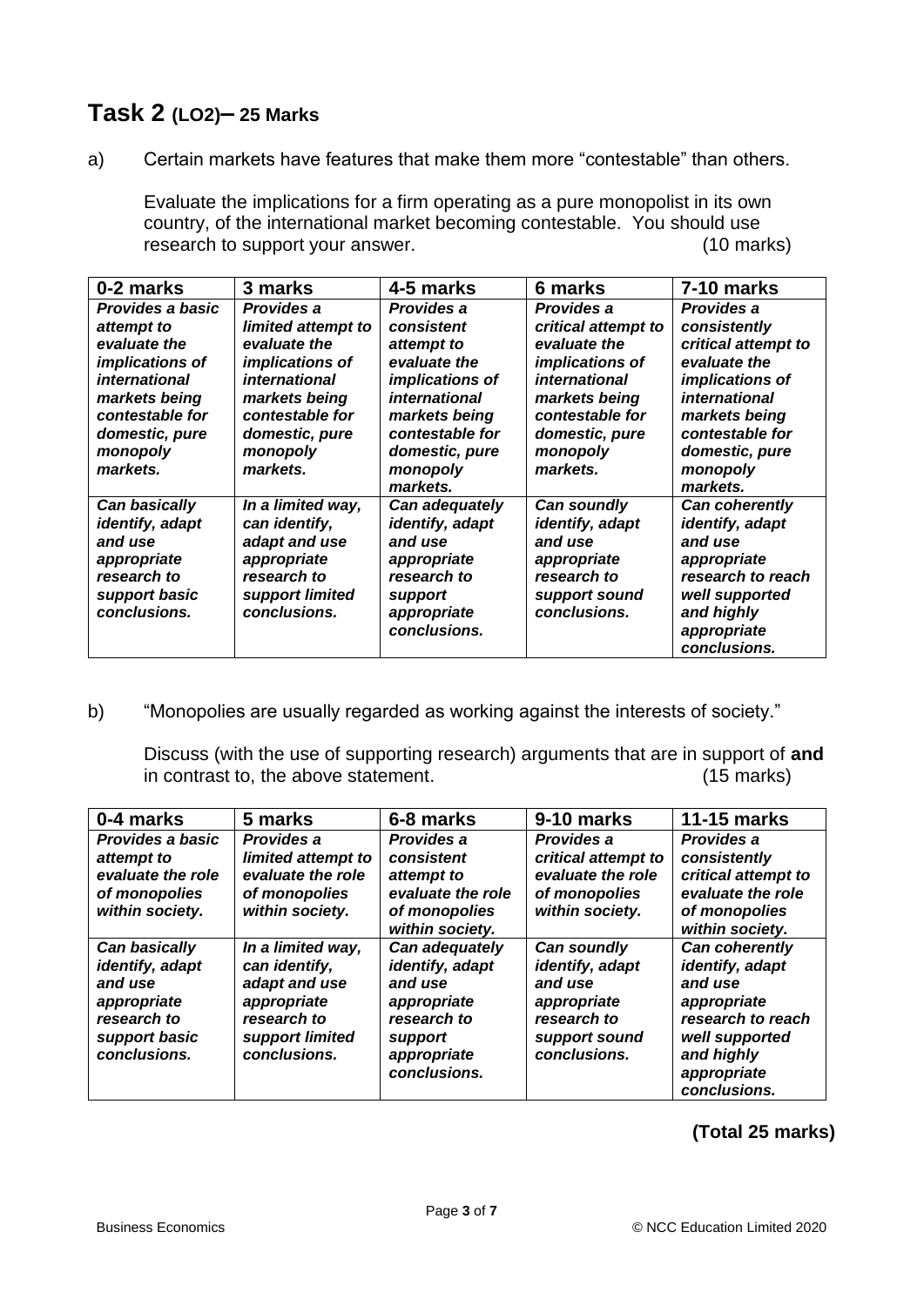## Task 2 (LO2)– 25 Marks

a) Certain markets have features that make them more "contestable" than others.

Evaluate the implications for a firm operating as a pure monopolist in its own country, of the international market becoming contestable. You should use research to support your answer. (10 marks)

| 0-2 marks | 3 marks | 4-5 marks | 6 marks | 7-10 marks |
|---|---|---|---|---|
| ***Provides a basic attempt to evaluate the implications of international markets being contestable for domestic, pure monopoly markets.*** | ***Provides a limited attempt to evaluate the implications of international markets being contestable for domestic, pure monopoly markets.*** | ***Provides a consistent attempt to evaluate the implications of international markets being contestable for domestic, pure monopoly markets.*** | ***Provides a critical attempt to evaluate the implications of international markets being contestable for domestic, pure monopoly markets.*** | ***Provides a consistently critical attempt to evaluate the implications of international markets being contestable for domestic, pure monopoly markets.*** |
| ***Can basically identify, adapt and use appropriate research to support basic conclusions.*** | ***In a limited way, can identify, adapt and use appropriate research to support limited conclusions.*** | ***Can adequately identify, adapt and use appropriate research to support appropriate conclusions.*** | ***Can soundly identify, adapt and use appropriate research to support sound conclusions.*** | ***Can coherently identify, adapt and use appropriate research to reach well supported and highly appropriate conclusions.*** |

b) "Monopolies are usually regarded as working against the interests of society."

Discuss (with the use of supporting research) arguments that are in support of **and** in contrast to, the above statement. (15 marks)

| 0-4 marks | 5 marks | 6-8 marks | 9-10 marks | 11-15 marks |
|---|---|---|---|---|
| ***Provides a basic attempt to evaluate the role of monopolies within society.*** | ***Provides a limited attempt to evaluate the role of monopolies within society.*** | ***Provides a consistent attempt to evaluate the role of monopolies within society.*** | ***Provides a critical attempt to evaluate the role of monopolies within society.*** | ***Provides a consistently critical attempt to evaluate the role of monopolies within society.*** |
| ***Can basically identify, adapt and use appropriate research to support basic conclusions.*** | ***In a limited way, can identify, adapt and use appropriate research to support limited conclusions.*** | ***Can adequately identify, adapt and use appropriate research to support appropriate conclusions.*** | ***Can soundly identify, adapt and use appropriate research to support sound conclusions.*** | ***Can coherently identify, adapt and use appropriate research to reach well supported and highly appropriate conclusions.*** |

**(Total 25 marks)**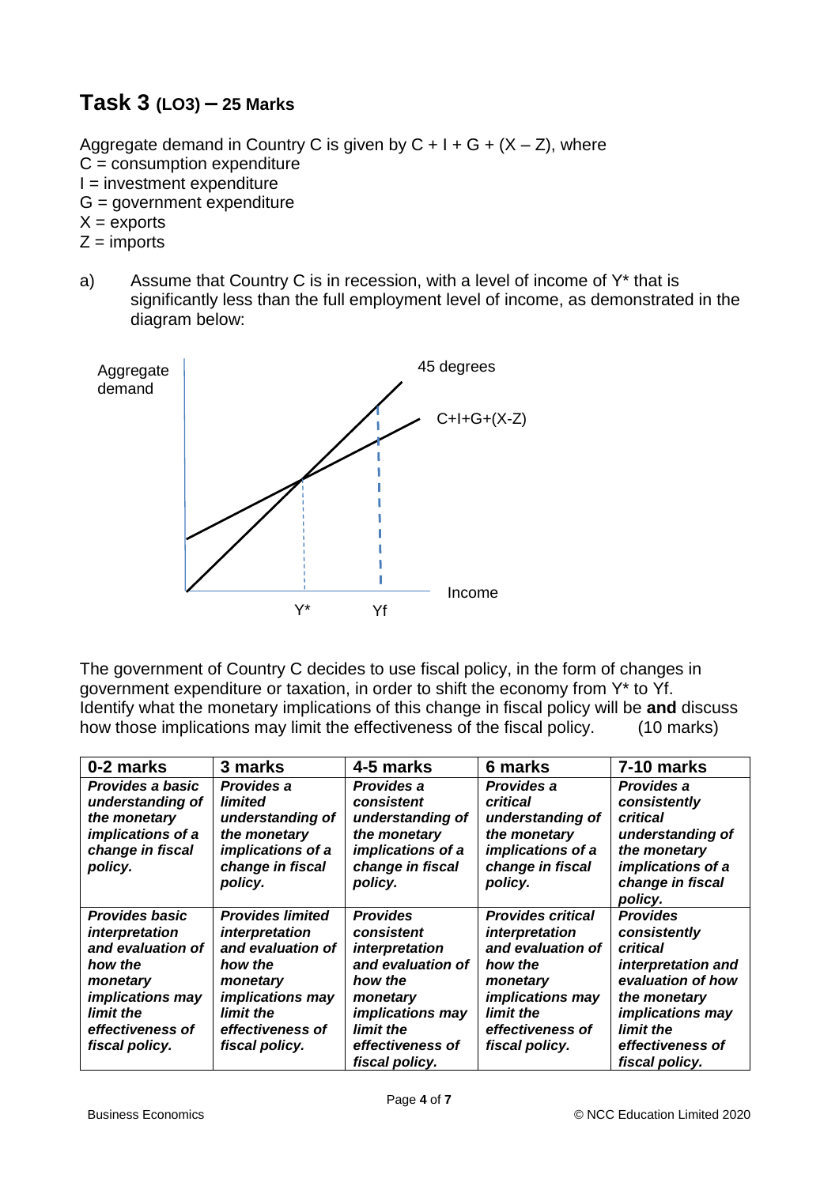## Task 3 (LO3) – 25 Marks

Aggregate demand in Country C is given by C + I + G + (X – Z), where
C = consumption expenditure
I = investment expenditure
G = government expenditure
X = exports
Z = imports

a) Assume that Country C is in recession, with a level of income of Y* that is significantly less than the full employment level of income, as demonstrated in the diagram below:

Aggregate demand

45 degrees

C+I+G+(X-Z)

Income

Y* Yf

The government of Country C decides to use fiscal policy, in the form of changes in government expenditure or taxation, in order to shift the economy from Y* to Yf. Identify what the monetary implications of this change in fiscal policy will be **and** discuss how those implications may limit the effectiveness of the fiscal policy. (10 marks)

| 0-2 marks | 3 marks | 4-5 marks | 6 marks | 7-10 marks |
|---|---|---|---|---|
| ***Provides a basic understanding of the monetary implications of a change in fiscal policy.*** | ***Provides a limited understanding of the monetary implications of a change in fiscal policy.*** | ***Provides a consistent understanding of the monetary implications of a change in fiscal policy.*** | ***Provides a critical understanding of the monetary implications of a change in fiscal policy.*** | ***Provides a consistently critical understanding of the monetary implications of a change in fiscal policy.*** |
| ***Provides basic interpretation and evaluation of how the monetary implications may limit the effectiveness of fiscal policy.*** | ***Provides limited interpretation and evaluation of how the monetary implications may limit the effectiveness of fiscal policy.*** | ***Provides consistent interpretation and evaluation of how monetary implications may limit the effectiveness of fiscal policy.*** | ***Provides critical interpretation and evaluation of how monetary implications may limit the effectiveness of fiscal policy.*** | ***Provides consistently critical interpretation and evaluation of how the monetary implications may limit the effectiveness of fiscal policy.*** |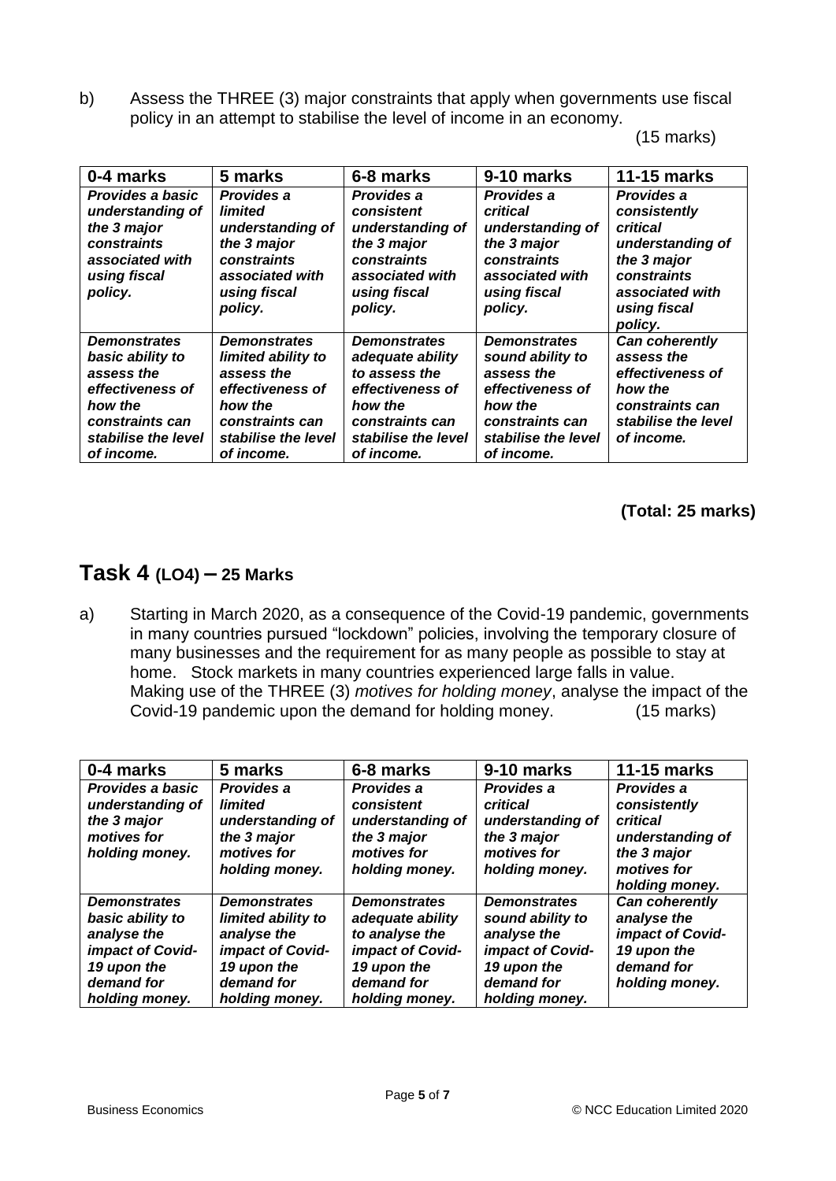b) Assess the THREE (3) major constraints that apply when governments use fiscal policy in an attempt to stabilise the level of income in an economy.

(15 marks)

| 0-4 marks | 5 marks | 6-8 marks | 9-10 marks | 11-15 marks |
|---|---|---|---|---|
| ***Provides a basic understanding of the 3 major constraints associated with using fiscal policy.*** | ***Provides a limited understanding of the 3 major constraints associated with using fiscal policy.*** | ***Provides a consistent understanding of the 3 major constraints associated with using fiscal policy.*** | ***Provides a critical understanding of the 3 major constraints associated with using fiscal policy.*** | ***Provides a consistently critical understanding of the 3 major constraints associated with using fiscal policy.*** |
| ***Demonstrates basic ability to assess the effectiveness of how the constraints can stabilise the level of income.*** | ***Demonstrates limited ability to assess the effectiveness of how the constraints can stabilise the level of income.*** | ***Demonstrates adequate ability to assess the effectiveness of how the constraints can stabilise the level of income.*** | ***Demonstrates sound ability to assess the effectiveness of how the constraints can stabilise the level of income.*** | ***Can coherently assess the effectiveness of how the constraints can stabilise the level of income.*** |

**(Total: 25 marks)**

## Task 4 (LO4) – 25 Marks

a) Starting in March 2020, as a consequence of the Covid-19 pandemic, governments in many countries pursued "lockdown" policies, involving the temporary closure of many businesses and the requirement for as many people as possible to stay at home. Stock markets in many countries experienced large falls in value. Making use of the THREE (3) *motives for holding money*, analyse the impact of the Covid-19 pandemic upon the demand for holding money. (15 marks)

| 0-4 marks | 5 marks | 6-8 marks | 9-10 marks | 11-15 marks |
|---|---|---|---|---|
| ***Provides a basic understanding of the 3 major motives for holding money.*** | ***Provides a limited understanding of the 3 major motives for holding money.*** | ***Provides a consistent understanding of the 3 major motives for holding money.*** | ***Provides a critical understanding of the 3 major motives for holding money.*** | ***Provides a consistently critical understanding of the 3 major motives for holding money.*** |
| ***Demonstrates basic ability to analyse the impact of Covid-19 upon the demand for holding money.*** | ***Demonstrates limited ability to analyse the impact of Covid-19 upon the demand for holding money.*** | ***Demonstrates adequate ability to analyse the impact of Covid-19 upon the demand for holding money.*** | ***Demonstrates sound ability to analyse the impact of Covid-19 upon the demand for holding money.*** | ***Can coherently analyse the impact of Covid-19 upon the demand for holding money.*** |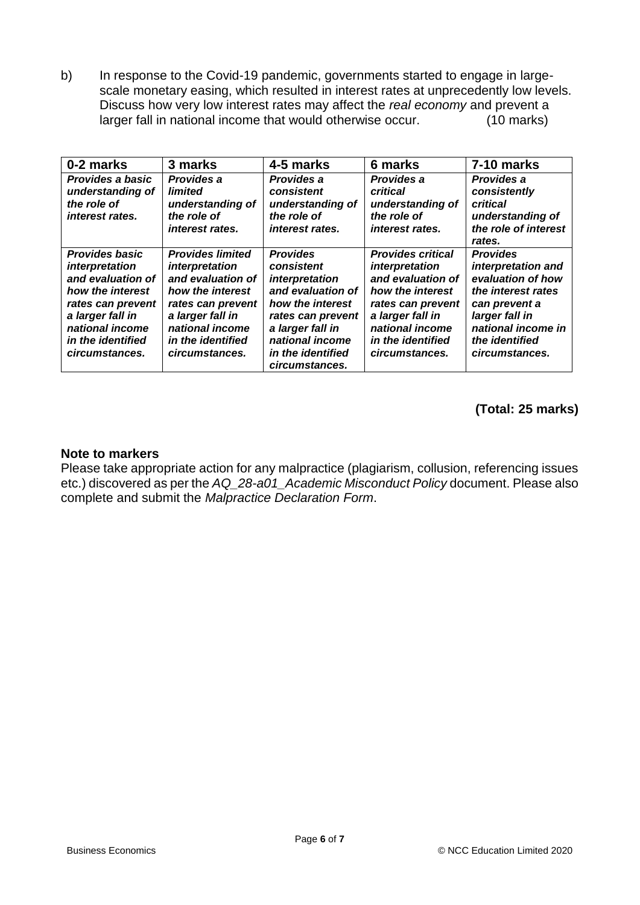b) In response to the Covid-19 pandemic, governments started to engage in large-scale monetary easing, which resulted in interest rates at unprecedently low levels. Discuss how very low interest rates may affect the *real economy* and prevent a larger fall in national income that would otherwise occur. (10 marks)

| 0-2 marks | 3 marks | 4-5 marks | 6 marks | 7-10 marks |
|---|---|---|---|---|
| ***Provides a basic understanding of the role of** interest rates.* | ***Provides a limited understanding of the role of** interest rates.* | ***Provides a consistent understanding of the role of** interest rates.* | ***Provides a critical understanding of the role of** interest rates.* | ***Provides a consistently critical understanding of the role of interest rates.*** |
| ***Provides basic** interpretation **and evaluation of how the interest rates can prevent a larger fall in national income in the identified circumstances.*** | ***Provides limited** interpretation **and evaluation of how the interest rates can prevent a larger fall in national income in the identified circumstances.*** | ***Provides consistent** interpretation **and evaluation of how the interest rates can prevent a larger fall in national income in the identified circumstances.*** | ***Provides critical** interpretation **and evaluation of how the interest rates can prevent a larger fall in national income in the identified circumstances.*** | ***Provides interpretation and evaluation of how the interest rates can prevent a larger fall in national income in the identified circumstances.*** |

**(Total: 25 marks)**

**Note to markers**

Please take appropriate action for any malpractice (plagiarism, collusion, referencing issues etc.) discovered as per the *AQ_28-a01_Academic Misconduct Policy* document. Please also complete and submit the *Malpractice Declaration Form*.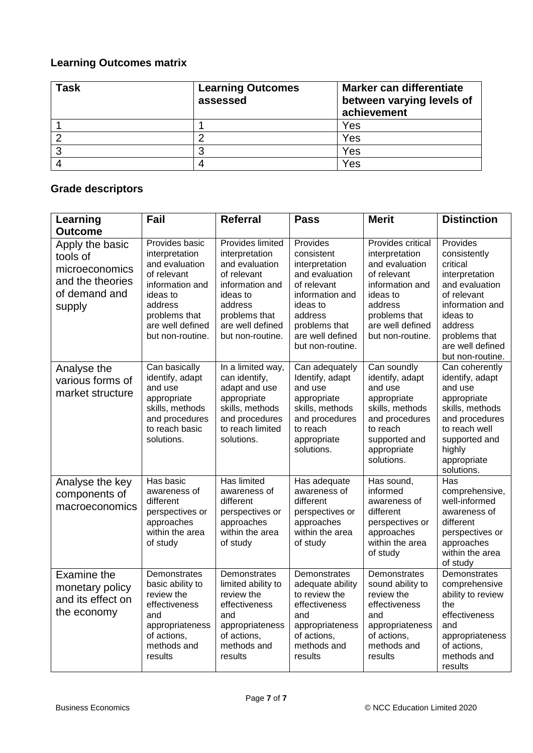## Learning Outcomes matrix

| Task | Learning Outcomes assessed | Marker can differentiate between varying levels of achievement |
|---|---|---|
| 1 | 1 | Yes |
| 2 | 2 | Yes |
| 3 | 3 | Yes |
| 4 | 4 | Yes |

## Grade descriptors

| Learning Outcome | Fail | Referral | Pass | Merit | Distinction |
|---|---|---|---|---|---|
| Apply the basic tools of microeconomics and the theories of demand and supply | Provides basic interpretation and evaluation of relevant information and ideas to address problems that are well defined but non-routine. | Provides limited interpretation and evaluation of relevant information and ideas to address problems that are well defined but non-routine. | Provides consistent interpretation and evaluation of relevant information and ideas to address problems that are well defined but non-routine. | Provides critical interpretation and evaluation of relevant information and ideas to address problems that are well defined but non-routine. | Provides consistently critical interpretation and evaluation of relevant information and ideas to address problems that are well defined but non-routine. |
| Analyse the various forms of market structure | Can basically identify, adapt and use appropriate skills, methods and procedures to reach basic solutions. | In a limited way, can identify, adapt and use appropriate skills, methods and procedures to reach limited solutions. | Can adequately Identify, adapt and use appropriate skills, methods and procedures to reach appropriate solutions. | Can soundly identify, adapt and use appropriate skills, methods and procedures to reach supported and appropriate solutions. | Can coherently identify, adapt and use appropriate skills, methods and procedures to reach well supported and highly appropriate solutions. |
| Analyse the key components of macroeconomics | Has basic awareness of different perspectives or approaches within the area of study | Has limited awareness of different perspectives or approaches within the area of study | Has adequate awareness of different perspectives or approaches within the area of study | Has sound, informed awareness of different perspectives or approaches within the area of study | Has comprehensive, well-informed awareness of different perspectives or approaches within the area of study |
| Examine the monetary policy and its effect on the economy | Demonstrates basic ability to review the effectiveness and appropriateness of actions, methods and results | Demonstrates limited ability to review the effectiveness and appropriateness of actions, methods and results | Demonstrates adequate ability to review the effectiveness and appropriateness of actions, methods and results | Demonstrates sound ability to review the effectiveness and appropriateness of actions, methods and results | Demonstrates comprehensive ability to review the effectiveness and appropriateness of actions, methods and results |